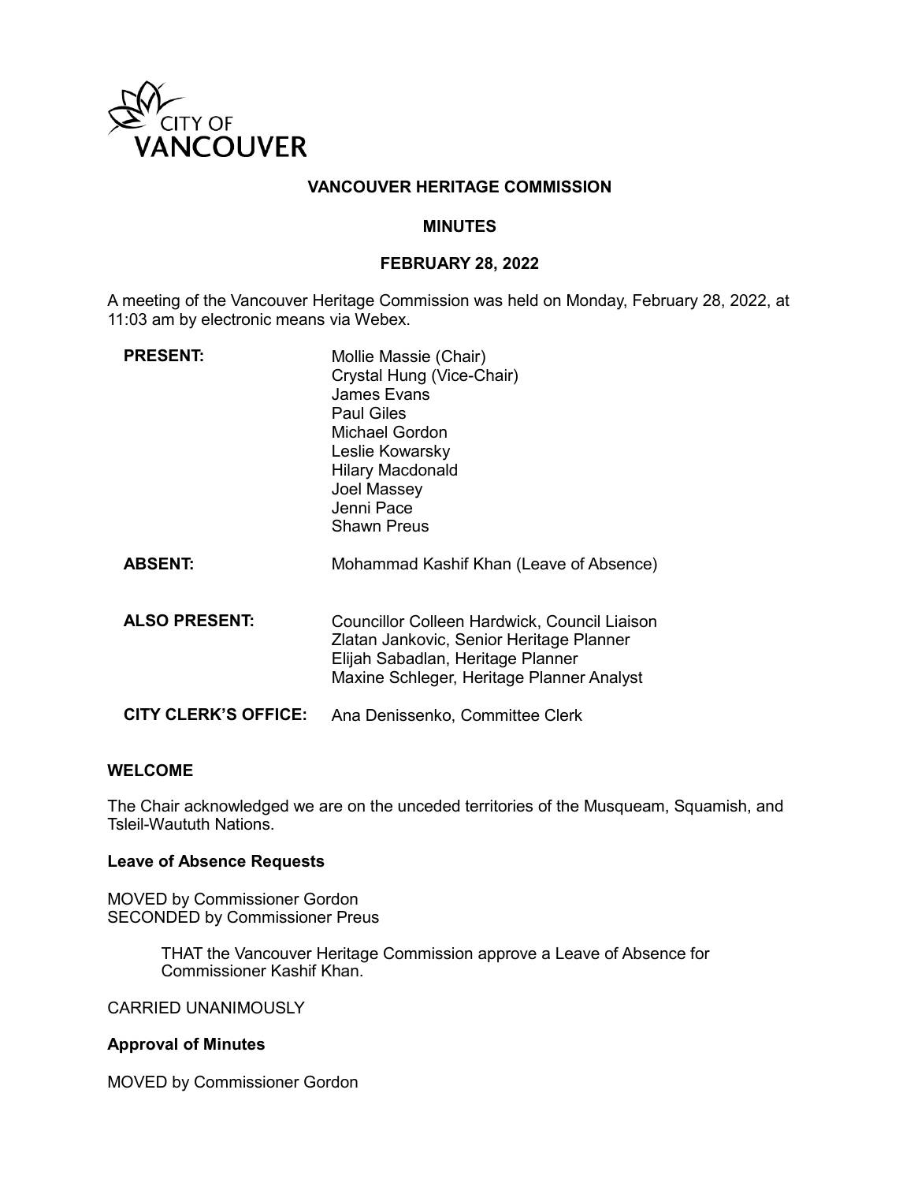CITY OF VANCOUVER

# VANCOUVER HERITAGE COMMISSION

## MINUTES

## FEBRUARY 28, 2022

A meeting of the Vancouver Heritage Commission was held on Monday, February 28, 2022, at 11:03 am by electronic means via Webex.

| | |
|---|---|
| **PRESENT:** | Mollie Massie (Chair)<br>Crystal Hung (Vice-Chair)<br>James Evans<br>Paul Giles<br>Michael Gordon<br>Leslie Kowarsky<br>Hilary Macdonald<br>Joel Massey<br>Jenni Pace<br>Shawn Preus |
| **ABSENT:** | Mohammad Kashif Khan (Leave of Absence) |
| **ALSO PRESENT:** | Councillor Colleen Hardwick, Council Liaison<br>Zlatan Jankovic, Senior Heritage Planner<br>Elijah Sabadlan, Heritage Planner<br>Maxine Schleger, Heritage Planner Analyst |
| **CITY CLERK'S OFFICE:** | Ana Denissenko, Committee Clerk |

### WELCOME

The Chair acknowledged we are on the unceded territories of the Musqueam, Squamish, and Tsleil-Waututh Nations.

### Leave of Absence Requests

MOVED by Commissioner Gordon
SECONDED by Commissioner Preus

> THAT the Vancouver Heritage Commission approve a Leave of Absence for Commissioner Kashif Khan.

CARRIED UNANIMOUSLY

### Approval of Minutes

MOVED by Commissioner Gordon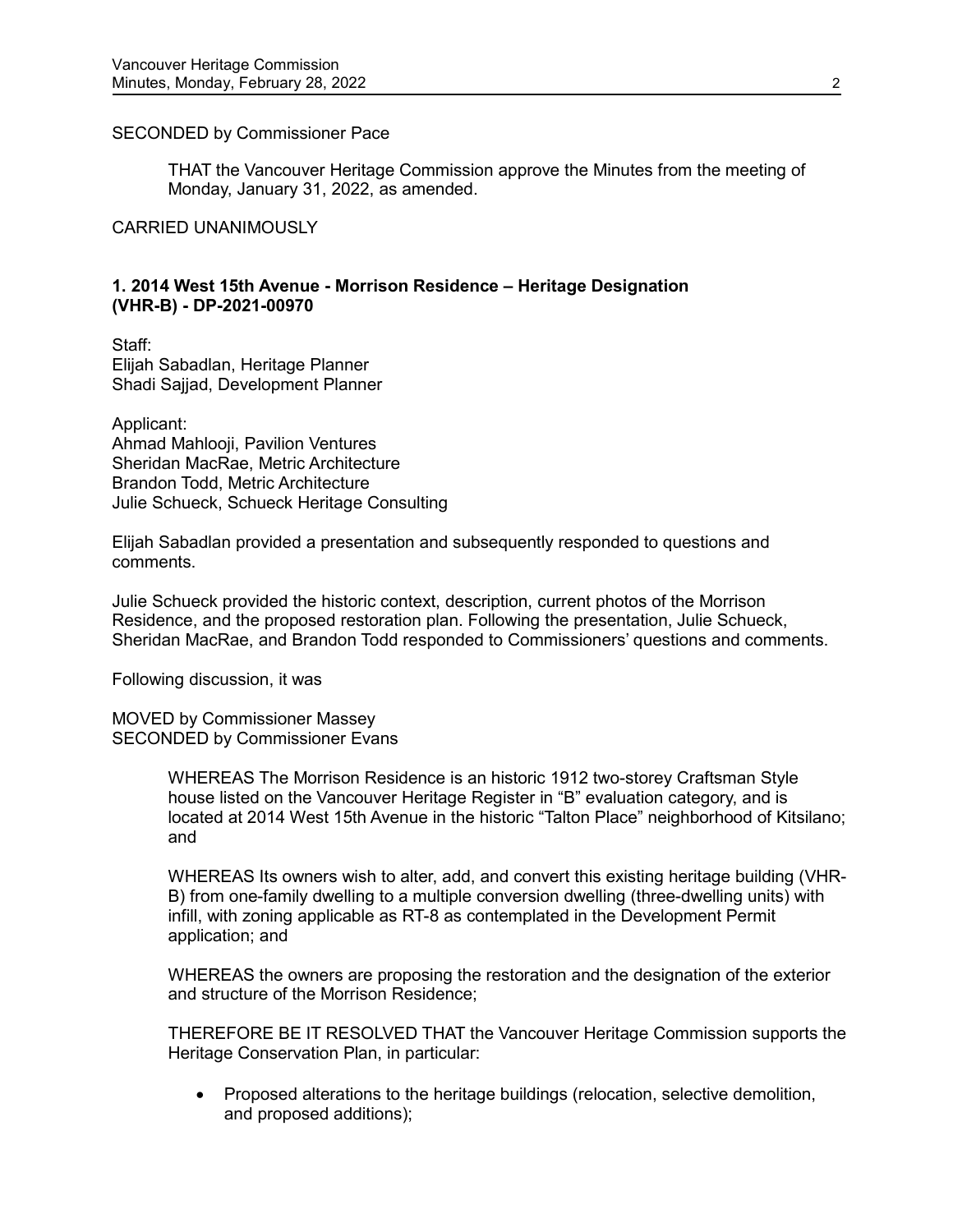SECONDED by Commissioner Pace

> THAT the Vancouver Heritage Commission approve the Minutes from the meeting of Monday, January 31, 2022, as amended.

CARRIED UNANIMOUSLY

**1. 2014 West 15th Avenue - Morrison Residence – Heritage Designation (VHR-B) - DP-2021-00970**

Staff:
Elijah Sabadlan, Heritage Planner
Shadi Sajjad, Development Planner

Applicant:
Ahmad Mahlooji, Pavilion Ventures
Sheridan MacRae, Metric Architecture
Brandon Todd, Metric Architecture
Julie Schueck, Schueck Heritage Consulting

Elijah Sabadlan provided a presentation and subsequently responded to questions and comments.

Julie Schueck provided the historic context, description, current photos of the Morrison Residence, and the proposed restoration plan. Following the presentation, Julie Schueck, Sheridan MacRae, and Brandon Todd responded to Commissioners' questions and comments.

Following discussion, it was

MOVED by Commissioner Massey
SECONDED by Commissioner Evans

> WHEREAS The Morrison Residence is an historic 1912 two-storey Craftsman Style house listed on the Vancouver Heritage Register in "B" evaluation category, and is located at 2014 West 15th Avenue in the historic "Talton Place" neighborhood of Kitsilano; and
>
> WHEREAS Its owners wish to alter, add, and convert this existing heritage building (VHR-B) from one-family dwelling to a multiple conversion dwelling (three-dwelling units) with infill, with zoning applicable as RT-8 as contemplated in the Development Permit application; and
>
> WHEREAS the owners are proposing the restoration and the designation of the exterior and structure of the Morrison Residence;
>
> THEREFORE BE IT RESOLVED THAT the Vancouver Heritage Commission supports the Heritage Conservation Plan, in particular:
>
> - Proposed alterations to the heritage buildings (relocation, selective demolition, and proposed additions);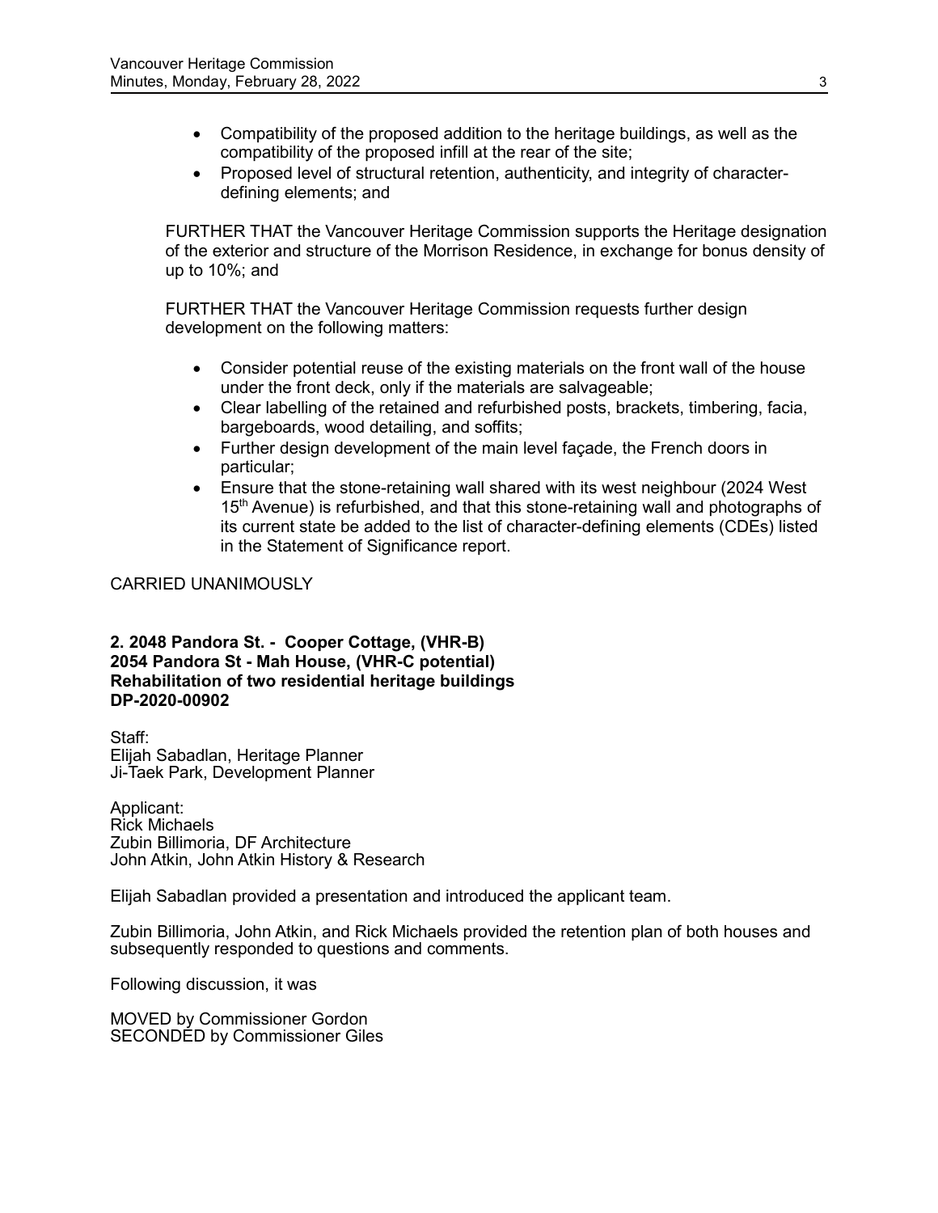- Compatibility of the proposed addition to the heritage buildings, as well as the compatibility of the proposed infill at the rear of the site;
- Proposed level of structural retention, authenticity, and integrity of character-defining elements; and

FURTHER THAT the Vancouver Heritage Commission supports the Heritage designation of the exterior and structure of the Morrison Residence, in exchange for bonus density of up to 10%; and

FURTHER THAT the Vancouver Heritage Commission requests further design development on the following matters:

- Consider potential reuse of the existing materials on the front wall of the house under the front deck, only if the materials are salvageable;
- Clear labelling of the retained and refurbished posts, brackets, timbering, facia, bargeboards, wood detailing, and soffits;
- Further design development of the main level façade, the French doors in particular;
- Ensure that the stone-retaining wall shared with its west neighbour (2024 West 15th Avenue) is refurbished, and that this stone-retaining wall and photographs of its current state be added to the list of character-defining elements (CDEs) listed in the Statement of Significance report.

CARRIED UNANIMOUSLY

**2. 2048 Pandora St. - Cooper Cottage, (VHR-B)**
**2054 Pandora St - Mah House, (VHR-C potential)**
**Rehabilitation of two residential heritage buildings**
**DP-2020-00902**

Staff:
Elijah Sabadlan, Heritage Planner
Ji-Taek Park, Development Planner

Applicant:
Rick Michaels
Zubin Billimoria, DF Architecture
John Atkin, John Atkin History & Research

Elijah Sabadlan provided a presentation and introduced the applicant team.

Zubin Billimoria, John Atkin, and Rick Michaels provided the retention plan of both houses and subsequently responded to questions and comments.

Following discussion, it was

MOVED by Commissioner Gordon
SECONDED by Commissioner Giles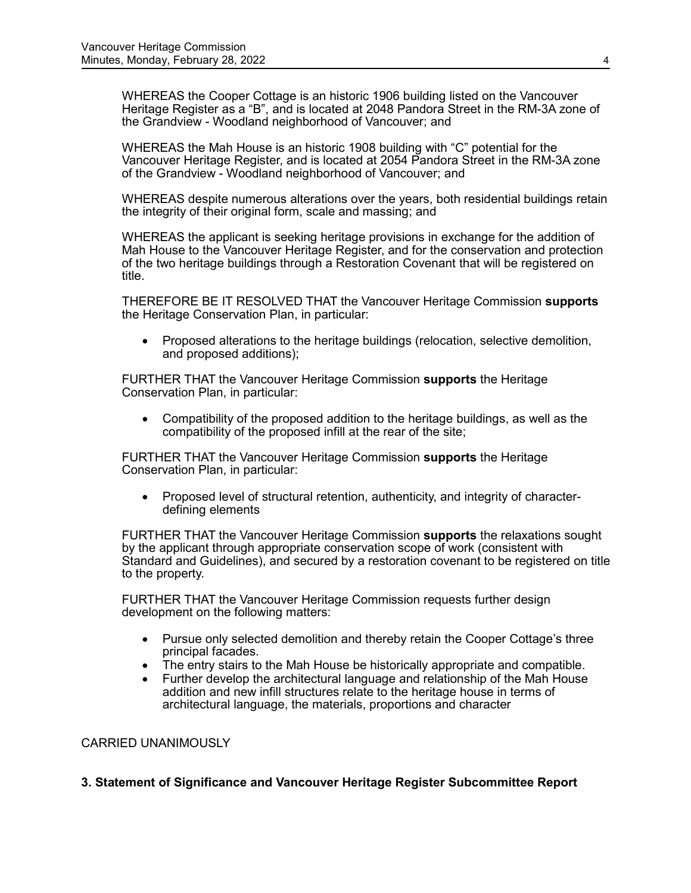WHEREAS the Cooper Cottage is an historic 1906 building listed on the Vancouver Heritage Register as a "B", and is located at 2048 Pandora Street in the RM-3A zone of the Grandview - Woodland neighborhood of Vancouver; and

WHEREAS the Mah House is an historic 1908 building with "C" potential for the Vancouver Heritage Register, and is located at 2054 Pandora Street in the RM-3A zone of the Grandview - Woodland neighborhood of Vancouver; and

WHEREAS despite numerous alterations over the years, both residential buildings retain the integrity of their original form, scale and massing; and

WHEREAS the applicant is seeking heritage provisions in exchange for the addition of Mah House to the Vancouver Heritage Register, and for the conservation and protection of the two heritage buildings through a Restoration Covenant that will be registered on title.

THEREFORE BE IT RESOLVED THAT the Vancouver Heritage Commission **supports** the Heritage Conservation Plan, in particular:

- Proposed alterations to the heritage buildings (relocation, selective demolition, and proposed additions);

FURTHER THAT the Vancouver Heritage Commission **supports** the Heritage Conservation Plan, in particular:

- Compatibility of the proposed addition to the heritage buildings, as well as the compatibility of the proposed infill at the rear of the site;

FURTHER THAT the Vancouver Heritage Commission **supports** the Heritage Conservation Plan, in particular:

- Proposed level of structural retention, authenticity, and integrity of character-defining elements

FURTHER THAT the Vancouver Heritage Commission **supports** the relaxations sought by the applicant through appropriate conservation scope of work (consistent with Standard and Guidelines), and secured by a restoration covenant to be registered on title to the property.

FURTHER THAT the Vancouver Heritage Commission requests further design development on the following matters:

- Pursue only selected demolition and thereby retain the Cooper Cottage's three principal facades.
- The entry stairs to the Mah House be historically appropriate and compatible.
- Further develop the architectural language and relationship of the Mah House addition and new infill structures relate to the heritage house in terms of architectural language, the materials, proportions and character

CARRIED UNANIMOUSLY

**3. Statement of Significance and Vancouver Heritage Register Subcommittee Report**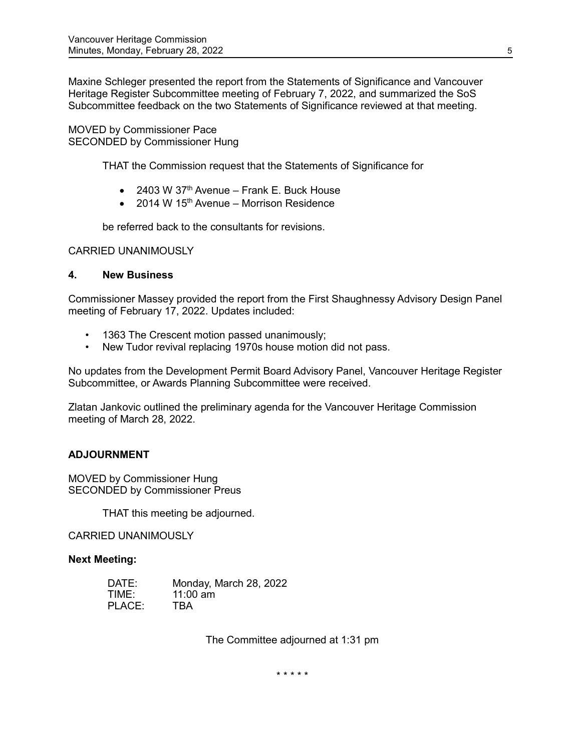Maxine Schleger presented the report from the Statements of Significance and Vancouver Heritage Register Subcommittee meeting of February 7, 2022, and summarized the SoS Subcommittee feedback on the two Statements of Significance reviewed at that meeting.

MOVED by Commissioner Pace
SECONDED by Commissioner Hung

> THAT the Commission request that the Statements of Significance for
>
> - 2403 W 37th Avenue – Frank E. Buck House
> - 2014 W 15th Avenue – Morrison Residence
>
> be referred back to the consultants for revisions.

CARRIED UNANIMOUSLY

## 4. New Business

Commissioner Massey provided the report from the First Shaughnessy Advisory Design Panel meeting of February 17, 2022. Updates included:

- 1363 The Crescent motion passed unanimously;
- New Tudor revival replacing 1970s house motion did not pass.

No updates from the Development Permit Board Advisory Panel, Vancouver Heritage Register Subcommittee, or Awards Planning Subcommittee were received.

Zlatan Jankovic outlined the preliminary agenda for the Vancouver Heritage Commission meeting of March 28, 2022.

## ADJOURNMENT

MOVED by Commissioner Hung
SECONDED by Commissioner Preus

> THAT this meeting be adjourned.

CARRIED UNANIMOUSLY

**Next Meeting:**

| | |
|---|---|
| DATE: | Monday, March 28, 2022 |
| TIME: | 11:00 am |
| PLACE: | TBA |

The Committee adjourned at 1:31 pm

\* \* \* \* \*